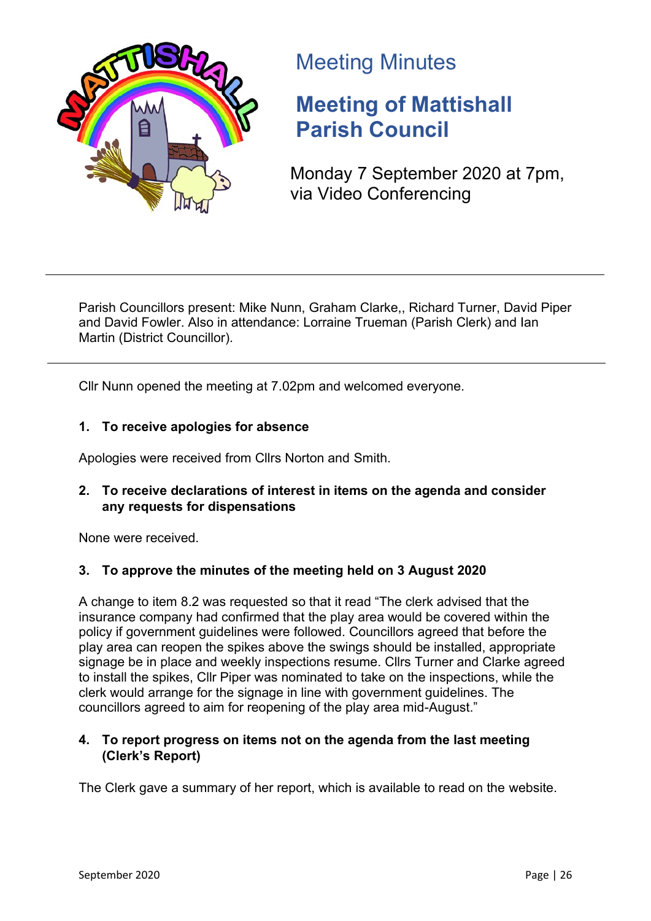# Meeting Minutes

## Meeting of Mattishall Parish Council

Monday 7 September 2020 at 7pm, via Video Conferencing

---

Parish Councillors present: Mike Nunn, Graham Clarke,, Richard Turner, David Piper and David Fowler. Also in attendance: Lorraine Trueman (Parish Clerk) and Ian Martin (District Councillor).

---

Cllr Nunn opened the meeting at 7.02pm and welcomed everyone.

### 1. To receive apologies for absence

Apologies were received from Cllrs Norton and Smith.

### 2. To receive declarations of interest in items on the agenda and consider any requests for dispensations

None were received.

### 3. To approve the minutes of the meeting held on 3 August 2020

A change to item 8.2 was requested so that it read "The clerk advised that the insurance company had confirmed that the play area would be covered within the policy if government guidelines were followed. Councillors agreed that before the play area can reopen the spikes above the swings should be installed, appropriate signage be in place and weekly inspections resume. Cllrs Turner and Clarke agreed to install the spikes, Cllr Piper was nominated to take on the inspections, while the clerk would arrange for the signage in line with government guidelines. The councillors agreed to aim for reopening of the play area mid-August."

### 4. To report progress on items not on the agenda from the last meeting (Clerk's Report)

The Clerk gave a summary of her report, which is available to read on the website.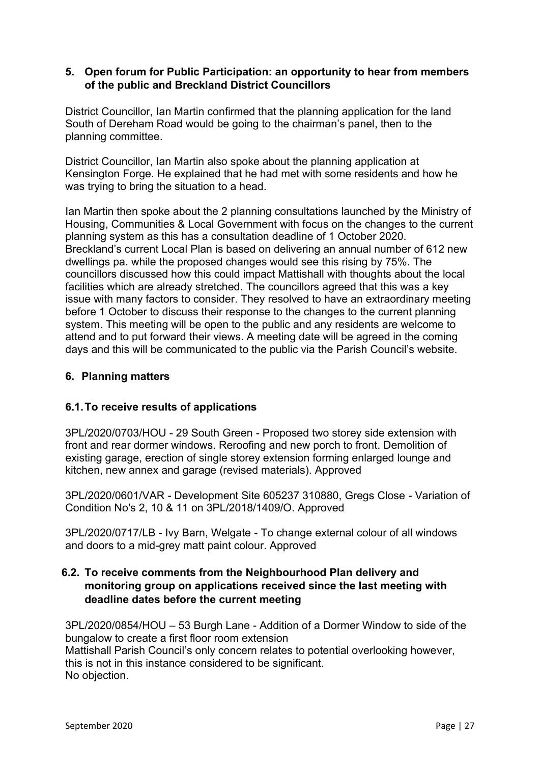## 5. Open forum for Public Participation: an opportunity to hear from members of the public and Breckland District Councillors

District Councillor, Ian Martin confirmed that the planning application for the land South of Dereham Road would be going to the chairman's panel, then to the planning committee.

District Councillor, Ian Martin also spoke about the planning application at Kensington Forge. He explained that he had met with some residents and how he was trying to bring the situation to a head.

Ian Martin then spoke about the 2 planning consultations launched by the Ministry of Housing, Communities & Local Government with focus on the changes to the current planning system as this has a consultation deadline of 1 October 2020. Breckland's current Local Plan is based on delivering an annual number of 612 new dwellings pa. while the proposed changes would see this rising by 75%. The councillors discussed how this could impact Mattishall with thoughts about the local facilities which are already stretched. The councillors agreed that this was a key issue with many factors to consider. They resolved to have an extraordinary meeting before 1 October to discuss their response to the changes to the current planning system. This meeting will be open to the public and any residents are welcome to attend and to put forward their views. A meeting date will be agreed in the coming days and this will be communicated to the public via the Parish Council's website.

## 6. Planning matters

### 6.1. To receive results of applications

3PL/2020/0703/HOU - 29 South Green - Proposed two storey side extension with front and rear dormer windows. Reroofing and new porch to front. Demolition of existing garage, erection of single storey extension forming enlarged lounge and kitchen, new annex and garage (revised materials). Approved

3PL/2020/0601/VAR - Development Site 605237 310880, Gregs Close - Variation of Condition No's 2, 10 & 11 on 3PL/2018/1409/O. Approved

3PL/2020/0717/LB - Ivy Barn, Welgate - To change external colour of all windows and doors to a mid-grey matt paint colour. Approved

### 6.2. To receive comments from the Neighbourhood Plan delivery and monitoring group on applications received since the last meeting with deadline dates before the current meeting

3PL/2020/0854/HOU – 53 Burgh Lane - Addition of a Dormer Window to side of the bungalow to create a first floor room extension
Mattishall Parish Council's only concern relates to potential overlooking however, this is not in this instance considered to be significant.
No objection.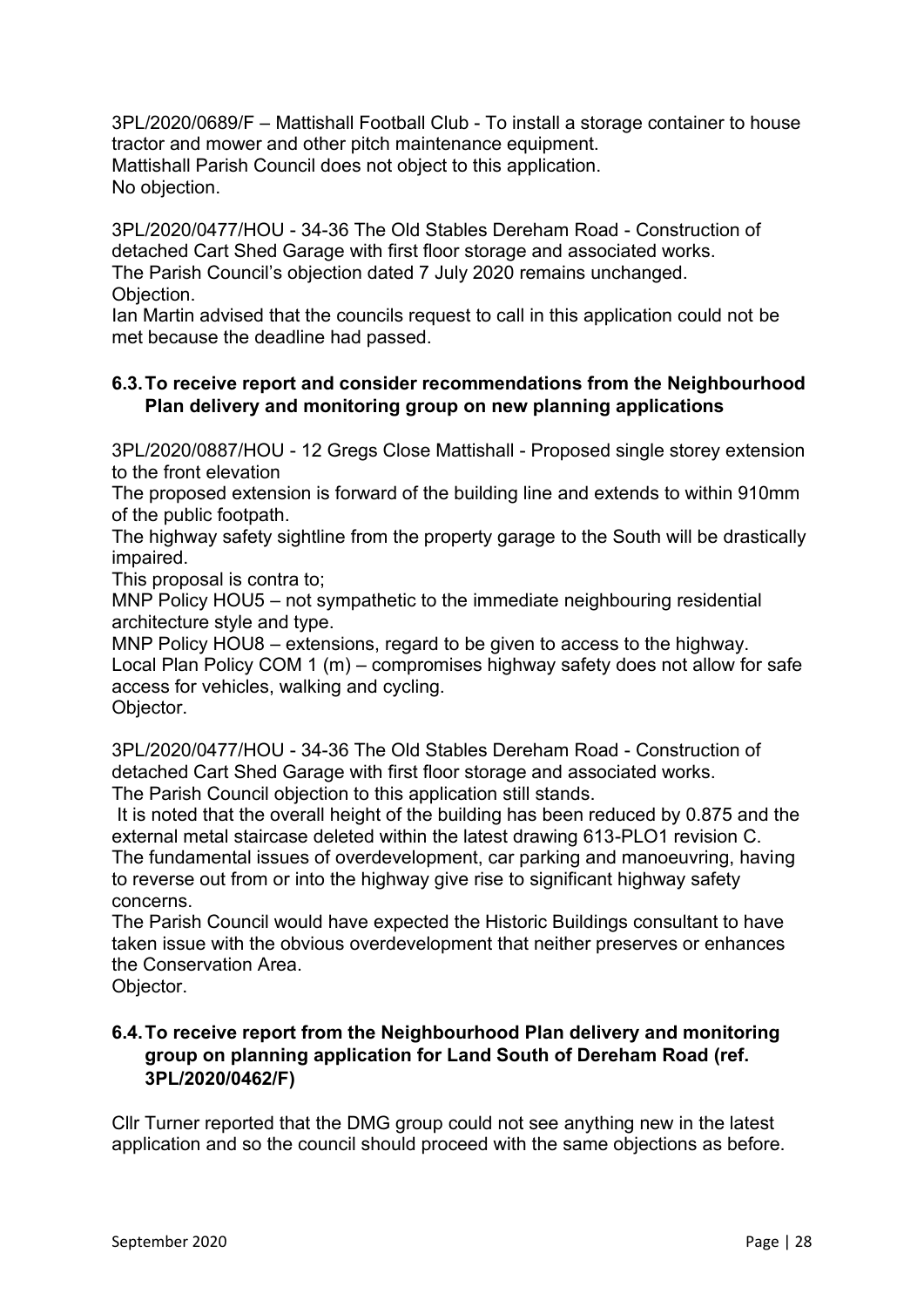3PL/2020/0689/F – Mattishall Football Club - To install a storage container to house tractor and mower and other pitch maintenance equipment.
Mattishall Parish Council does not object to this application.
No objection.

3PL/2020/0477/HOU - 34-36 The Old Stables Dereham Road - Construction of detached Cart Shed Garage with first floor storage and associated works.
The Parish Council's objection dated 7 July 2020 remains unchanged.
Objection.
Ian Martin advised that the councils request to call in this application could not be met because the deadline had passed.

### 6.3. To receive report and consider recommendations from the Neighbourhood Plan delivery and monitoring group on new planning applications

3PL/2020/0887/HOU - 12 Gregs Close Mattishall - Proposed single storey extension to the front elevation
The proposed extension is forward of the building line and extends to within 910mm of the public footpath.
The highway safety sightline from the property garage to the South will be drastically impaired.
This proposal is contra to;
MNP Policy HOU5 – not sympathetic to the immediate neighbouring residential architecture style and type.
MNP Policy HOU8 – extensions, regard to be given to access to the highway.
Local Plan Policy COM 1 (m) – compromises highway safety does not allow for safe access for vehicles, walking and cycling.
Objector.

3PL/2020/0477/HOU - 34-36 The Old Stables Dereham Road - Construction of detached Cart Shed Garage with first floor storage and associated works.
The Parish Council objection to this application still stands.
It is noted that the overall height of the building has been reduced by 0.875 and the external metal staircase deleted within the latest drawing 613-PLO1 revision C.
The fundamental issues of overdevelopment, car parking and manoeuvring, having to reverse out from or into the highway give rise to significant highway safety concerns.
The Parish Council would have expected the Historic Buildings consultant to have taken issue with the obvious overdevelopment that neither preserves or enhances the Conservation Area.
Objector.

### 6.4. To receive report from the Neighbourhood Plan delivery and monitoring group on planning application for Land South of Dereham Road (ref. 3PL/2020/0462/F)

Cllr Turner reported that the DMG group could not see anything new in the latest application and so the council should proceed with the same objections as before.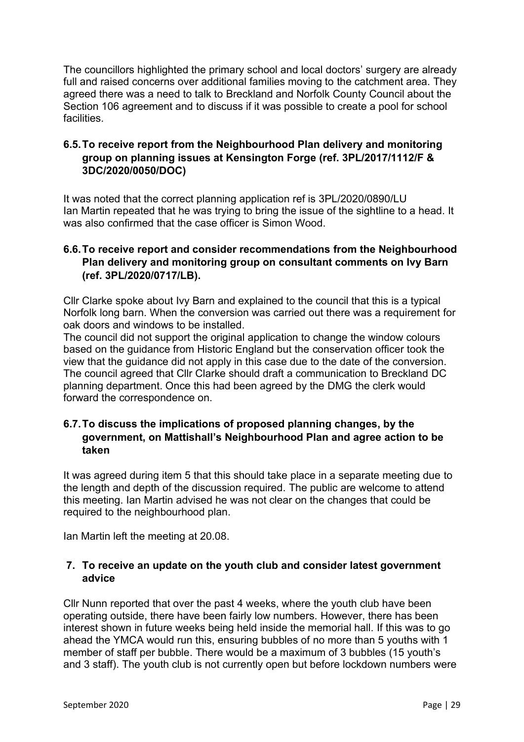The councillors highlighted the primary school and local doctors' surgery are already full and raised concerns over additional families moving to the catchment area. They agreed there was a need to talk to Breckland and Norfolk County Council about the Section 106 agreement and to discuss if it was possible to create a pool for school facilities.

### 6.5. To receive report from the Neighbourhood Plan delivery and monitoring group on planning issues at Kensington Forge (ref. 3PL/2017/1112/F & 3DC/2020/0050/DOC)

It was noted that the correct planning application ref is 3PL/2020/0890/LU
Ian Martin repeated that he was trying to bring the issue of the sightline to a head. It was also confirmed that the case officer is Simon Wood.

### 6.6. To receive report and consider recommendations from the Neighbourhood Plan delivery and monitoring group on consultant comments on Ivy Barn (ref. 3PL/2020/0717/LB).

Cllr Clarke spoke about Ivy Barn and explained to the council that this is a typical Norfolk long barn. When the conversion was carried out there was a requirement for oak doors and windows to be installed.
The council did not support the original application to change the window colours based on the guidance from Historic England but the conservation officer took the view that the guidance did not apply in this case due to the date of the conversion. The council agreed that Cllr Clarke should draft a communication to Breckland DC planning department. Once this had been agreed by the DMG the clerk would forward the correspondence on.

### 6.7. To discuss the implications of proposed planning changes, by the government, on Mattishall's Neighbourhood Plan and agree action to be taken

It was agreed during item 5 that this should take place in a separate meeting due to the length and depth of the discussion required. The public are welcome to attend this meeting. Ian Martin advised he was not clear on the changes that could be required to the neighbourhood plan.

Ian Martin left the meeting at 20.08.

## 7. To receive an update on the youth club and consider latest government advice

Cllr Nunn reported that over the past 4 weeks, where the youth club have been operating outside, there have been fairly low numbers. However, there has been interest shown in future weeks being held inside the memorial hall. If this was to go ahead the YMCA would run this, ensuring bubbles of no more than 5 youths with 1 member of staff per bubble. There would be a maximum of 3 bubbles (15 youth's and 3 staff). The youth club is not currently open but before lockdown numbers were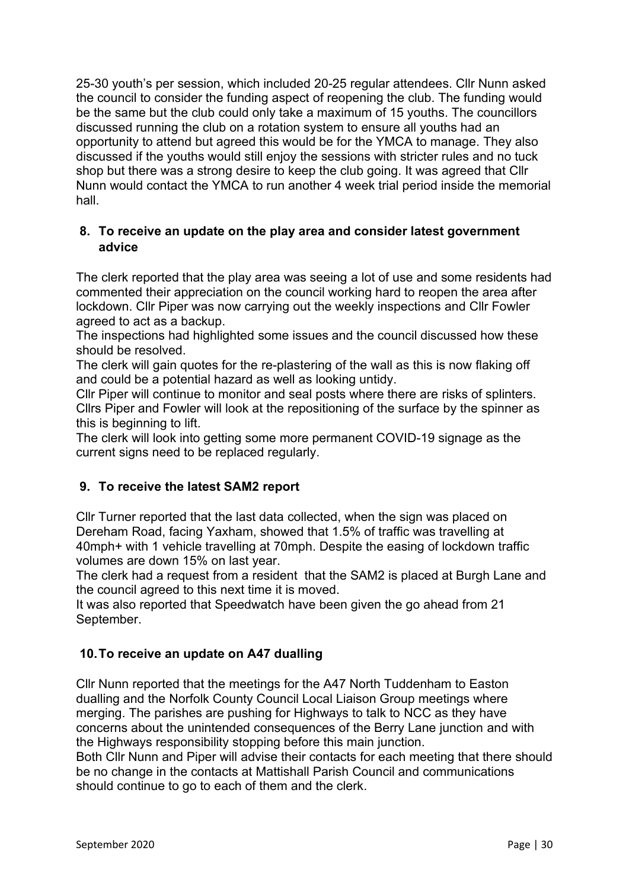25-30 youth's per session, which included 20-25 regular attendees. Cllr Nunn asked the council to consider the funding aspect of reopening the club. The funding would be the same but the club could only take a maximum of 15 youths. The councillors discussed running the club on a rotation system to ensure all youths had an opportunity to attend but agreed this would be for the YMCA to manage. They also discussed if the youths would still enjoy the sessions with stricter rules and no tuck shop but there was a strong desire to keep the club going. It was agreed that Cllr Nunn would contact the YMCA to run another 4 week trial period inside the memorial hall.

## 8. To receive an update on the play area and consider latest government advice

The clerk reported that the play area was seeing a lot of use and some residents had commented their appreciation on the council working hard to reopen the area after lockdown. Cllr Piper was now carrying out the weekly inspections and Cllr Fowler agreed to act as a backup.

The inspections had highlighted some issues and the council discussed how these should be resolved.

The clerk will gain quotes for the re-plastering of the wall as this is now flaking off and could be a potential hazard as well as looking untidy.

Cllr Piper will continue to monitor and seal posts where there are risks of splinters.

Cllrs Piper and Fowler will look at the repositioning of the surface by the spinner as this is beginning to lift.

The clerk will look into getting some more permanent COVID-19 signage as the current signs need to be replaced regularly.

## 9. To receive the latest SAM2 report

Cllr Turner reported that the last data collected, when the sign was placed on Dereham Road, facing Yaxham, showed that 1.5% of traffic was travelling at 40mph+ with 1 vehicle travelling at 70mph. Despite the easing of lockdown traffic volumes are down 15% on last year.

The clerk had a request from a resident that the SAM2 is placed at Burgh Lane and the council agreed to this next time it is moved.

It was also reported that Speedwatch have been given the go ahead from 21 September.

## 10. To receive an update on A47 dualling

Cllr Nunn reported that the meetings for the A47 North Tuddenham to Easton dualling and the Norfolk County Council Local Liaison Group meetings where merging. The parishes are pushing for Highways to talk to NCC as they have concerns about the unintended consequences of the Berry Lane junction and with the Highways responsibility stopping before this main junction.

Both Cllr Nunn and Piper will advise their contacts for each meeting that there should be no change in the contacts at Mattishall Parish Council and communications should continue to go to each of them and the clerk.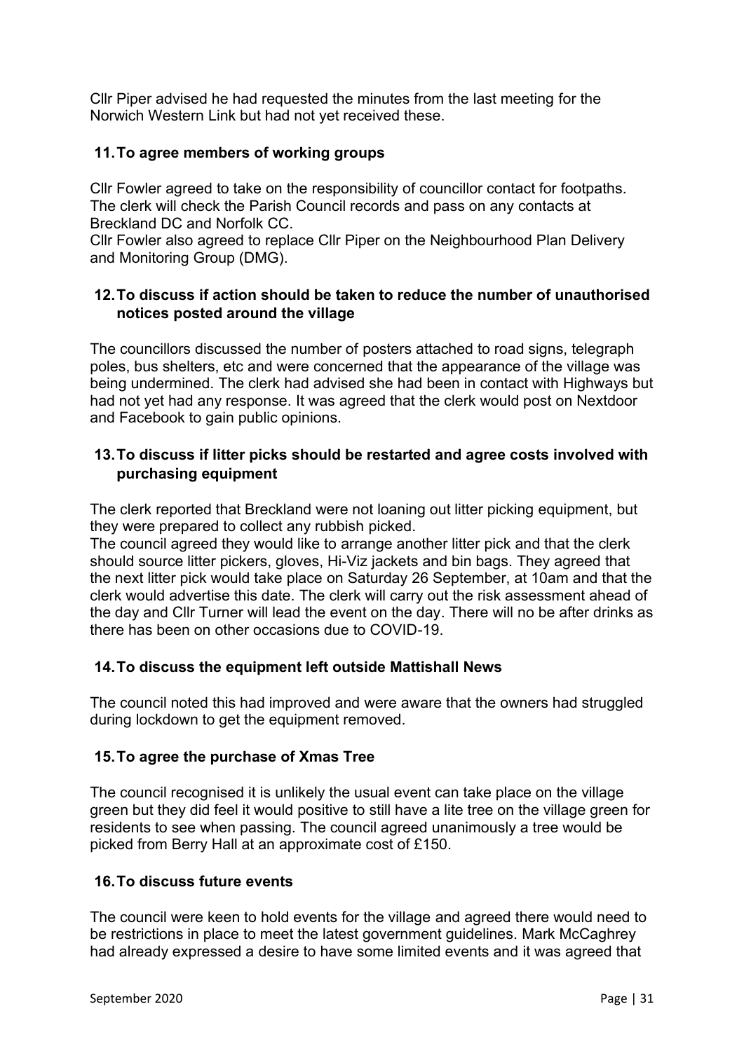Cllr Piper advised he had requested the minutes from the last meeting for the Norwich Western Link but had not yet received these.

### 11. To agree members of working groups

Cllr Fowler agreed to take on the responsibility of councillor contact for footpaths. The clerk will check the Parish Council records and pass on any contacts at Breckland DC and Norfolk CC.
Cllr Fowler also agreed to replace Cllr Piper on the Neighbourhood Plan Delivery and Monitoring Group (DMG).

### 12. To discuss if action should be taken to reduce the number of unauthorised notices posted around the village

The councillors discussed the number of posters attached to road signs, telegraph poles, bus shelters, etc and were concerned that the appearance of the village was being undermined. The clerk had advised she had been in contact with Highways but had not yet had any response. It was agreed that the clerk would post on Nextdoor and Facebook to gain public opinions.

### 13. To discuss if litter picks should be restarted and agree costs involved with purchasing equipment

The clerk reported that Breckland were not loaning out litter picking equipment, but they were prepared to collect any rubbish picked.
The council agreed they would like to arrange another litter pick and that the clerk should source litter pickers, gloves, Hi-Viz jackets and bin bags. They agreed that the next litter pick would take place on Saturday 26 September, at 10am and that the clerk would advertise this date. The clerk will carry out the risk assessment ahead of the day and Cllr Turner will lead the event on the day. There will no be after drinks as there has been on other occasions due to COVID-19.

### 14. To discuss the equipment left outside Mattishall News

The council noted this had improved and were aware that the owners had struggled during lockdown to get the equipment removed.

### 15. To agree the purchase of Xmas Tree

The council recognised it is unlikely the usual event can take place on the village green but they did feel it would positive to still have a lite tree on the village green for residents to see when passing. The council agreed unanimously a tree would be picked from Berry Hall at an approximate cost of £150.

### 16. To discuss future events

The council were keen to hold events for the village and agreed there would need to be restrictions in place to meet the latest government guidelines. Mark McCaghrey had already expressed a desire to have some limited events and it was agreed that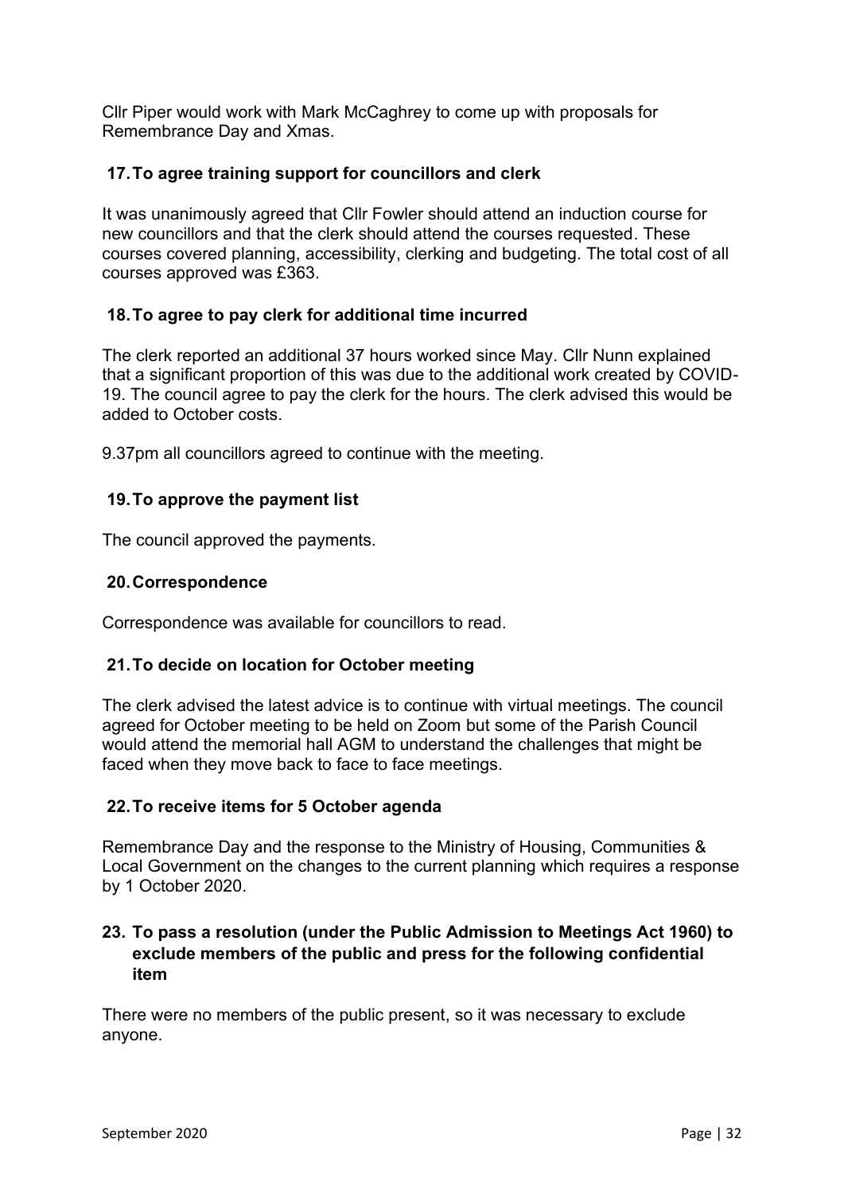Cllr Piper would work with Mark McCaghrey to come up with proposals for Remembrance Day and Xmas.

### 17. To agree training support for councillors and clerk

It was unanimously agreed that Cllr Fowler should attend an induction course for new councillors and that the clerk should attend the courses requested. These courses covered planning, accessibility, clerking and budgeting. The total cost of all courses approved was £363.

### 18. To agree to pay clerk for additional time incurred

The clerk reported an additional 37 hours worked since May. Cllr Nunn explained that a significant proportion of this was due to the additional work created by COVID-19. The council agree to pay the clerk for the hours. The clerk advised this would be added to October costs.

9.37pm all councillors agreed to continue with the meeting.

### 19. To approve the payment list

The council approved the payments.

### 20. Correspondence

Correspondence was available for councillors to read.

### 21. To decide on location for October meeting

The clerk advised the latest advice is to continue with virtual meetings. The council agreed for October meeting to be held on Zoom but some of the Parish Council would attend the memorial hall AGM to understand the challenges that might be faced when they move back to face to face meetings.

### 22. To receive items for 5 October agenda

Remembrance Day and the response to the Ministry of Housing, Communities & Local Government on the changes to the current planning which requires a response by 1 October 2020.

### 23. To pass a resolution (under the Public Admission to Meetings Act 1960) to exclude members of the public and press for the following confidential item

There were no members of the public present, so it was necessary to exclude anyone.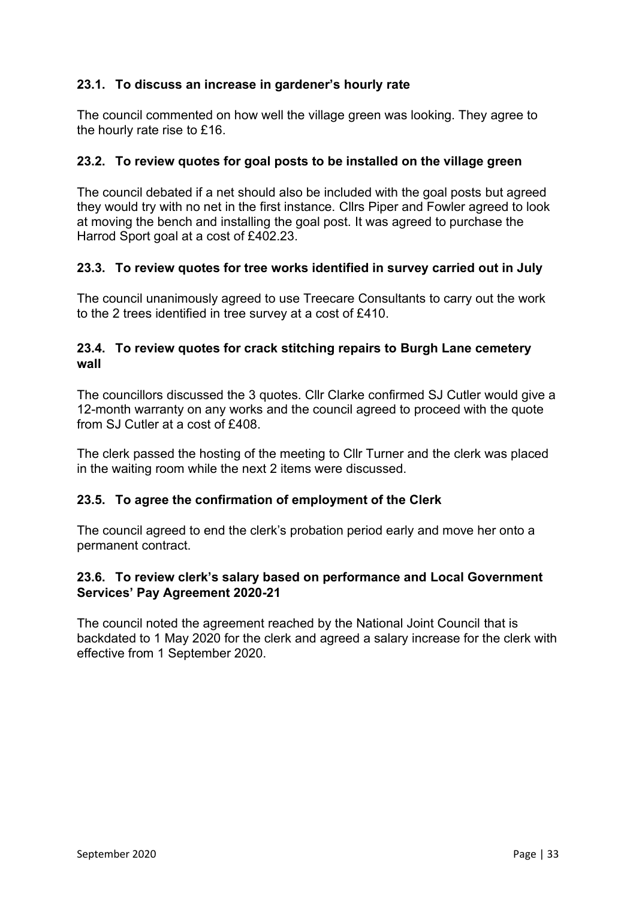### 23.1. To discuss an increase in gardener's hourly rate

The council commented on how well the village green was looking. They agree to the hourly rate rise to £16.

### 23.2. To review quotes for goal posts to be installed on the village green

The council debated if a net should also be included with the goal posts but agreed they would try with no net in the first instance. Cllrs Piper and Fowler agreed to look at moving the bench and installing the goal post. It was agreed to purchase the Harrod Sport goal at a cost of £402.23.

### 23.3. To review quotes for tree works identified in survey carried out in July

The council unanimously agreed to use Treecare Consultants to carry out the work to the 2 trees identified in tree survey at a cost of £410.

### 23.4. To review quotes for crack stitching repairs to Burgh Lane cemetery wall

The councillors discussed the 3 quotes. Cllr Clarke confirmed SJ Cutler would give a 12-month warranty on any works and the council agreed to proceed with the quote from SJ Cutler at a cost of £408.

The clerk passed the hosting of the meeting to Cllr Turner and the clerk was placed in the waiting room while the next 2 items were discussed.

### 23.5. To agree the confirmation of employment of the Clerk

The council agreed to end the clerk's probation period early and move her onto a permanent contract.

### 23.6. To review clerk's salary based on performance and Local Government Services' Pay Agreement 2020-21

The council noted the agreement reached by the National Joint Council that is backdated to 1 May 2020 for the clerk and agreed a salary increase for the clerk with effective from 1 September 2020.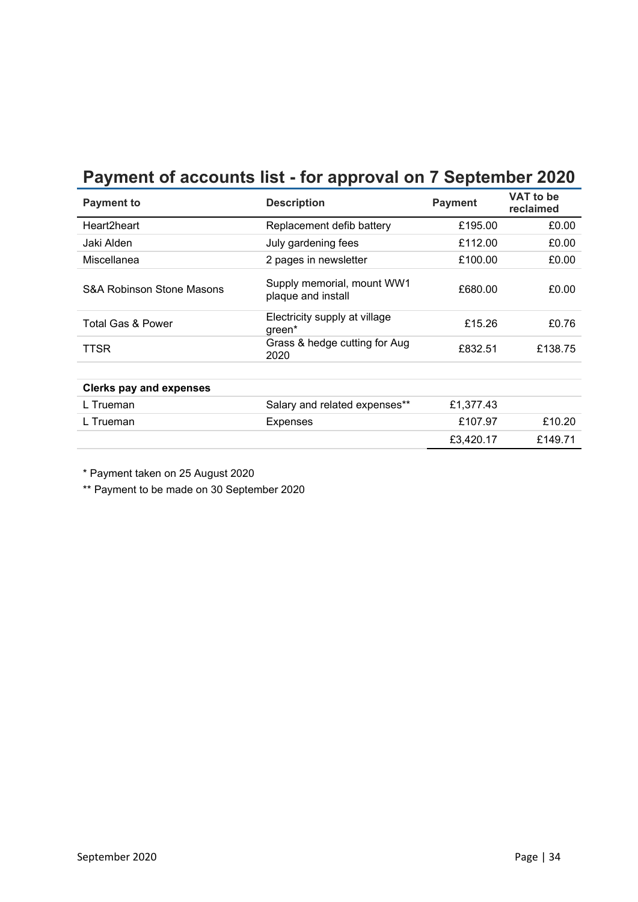## Payment of accounts list - for approval on 7 September 2020

| Payment to | Description | Payment | VAT to be reclaimed |
|---|---|---|---|
| Heart2heart | Replacement defib battery | £195.00 | £0.00 |
| Jaki Alden | July gardening fees | £112.00 | £0.00 |
| Miscellanea | 2 pages in newsletter | £100.00 | £0.00 |
| S&A Robinson Stone Masons | Supply memorial, mount WW1 plaque and install | £680.00 | £0.00 |
| Total Gas & Power | Electricity supply at village green* | £15.26 | £0.76 |
| TTSR | Grass & hedge cutting for Aug 2020 | £832.51 | £138.75 |
| | | | |
| **Clerks pay and expenses** | | | |
| L Trueman | Salary and related expenses** | £1,377.43 | |
| L Trueman | Expenses | £107.97 | £10.20 |
| | | £3,420.17 | £149.71 |

\* Payment taken on 25 August 2020

** Payment to be made on 30 September 2020